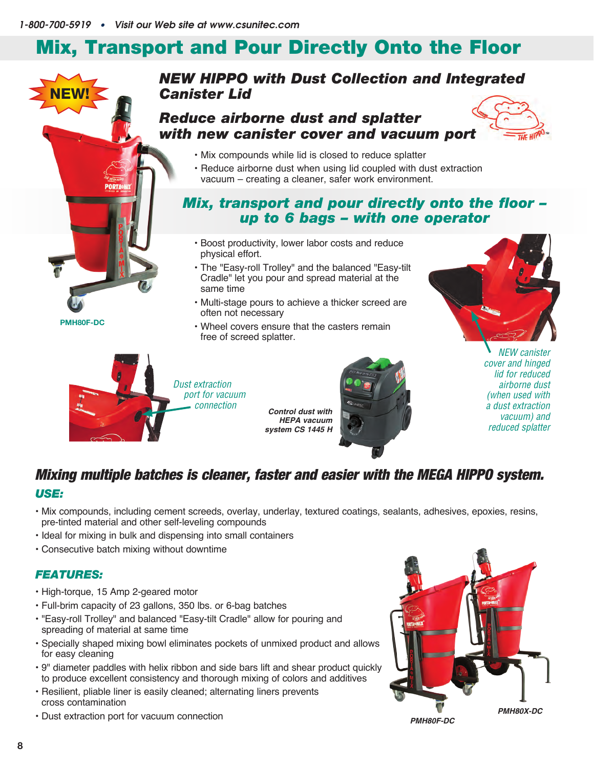# Mix, Transport and Pour Directly Onto the Floor

NEW!

## *NEW HIPPO with Dust Collection and Integrated Canister Lid*

### *Reduce airborne dust and splatter with new canister cover and vacuum port*

- Mix compounds while lid is closed to reduce splatter
- Reduce airborne dust when using lid coupled with dust extraction vacuum – creating a cleaner, safer work environment.

PMH80F-DC

### *Mix, transport and pour directly onto the floor – up to 6 bags – with one operator*

- Boost productivity, lower labor costs and reduce physical effort.
- The "Easy-roll Trolley" and the balanced "Easy-tilt Cradle" let you pour and spread material at the same time
- Multi-stage pours to achieve a thicker screed are often not necessary
- Wheel covers ensure that the casters remain free of screed splatter.

*NEW canister cover and hinged lid for reduced airborne dust (when used with a dust extraction vacuum) and reduced splatter*

*Dust extraction port for vacuum connection*

***Control dust with HEPA vacuum system CS 1445 H***

## *Mixing multiple batches is cleaner, faster and easier with the MEGA HIPPO system.*

### *USE:*

- Mix compounds, including cement screeds, overlay, underlay, textured coatings, sealants, adhesives, epoxies, resins, pre-tinted material and other self-leveling compounds
- Ideal for mixing in bulk and dispensing into small containers
- Consecutive batch mixing without downtime

### *FEATURES:*

- High-torque, 15 Amp 2-geared motor
- Full-brim capacity of 23 gallons, 350 lbs. or 6-bag batches
- "Easy-roll Trolley" and balanced "Easy-tilt Cradle" allow for pouring and spreading of material at same time
- Specially shaped mixing bowl eliminates pockets of unmixed product and allows for easy cleaning
- 9" diameter paddles with helix ribbon and side bars lift and shear product quickly to produce excellent consistency and thorough mixing of colors and additives
- Resilient, pliable liner is easily cleaned; alternating liners prevents cross contamination
- Dust extraction port for vacuum connection

***PMH80F-DC***

***PMH80X-DC***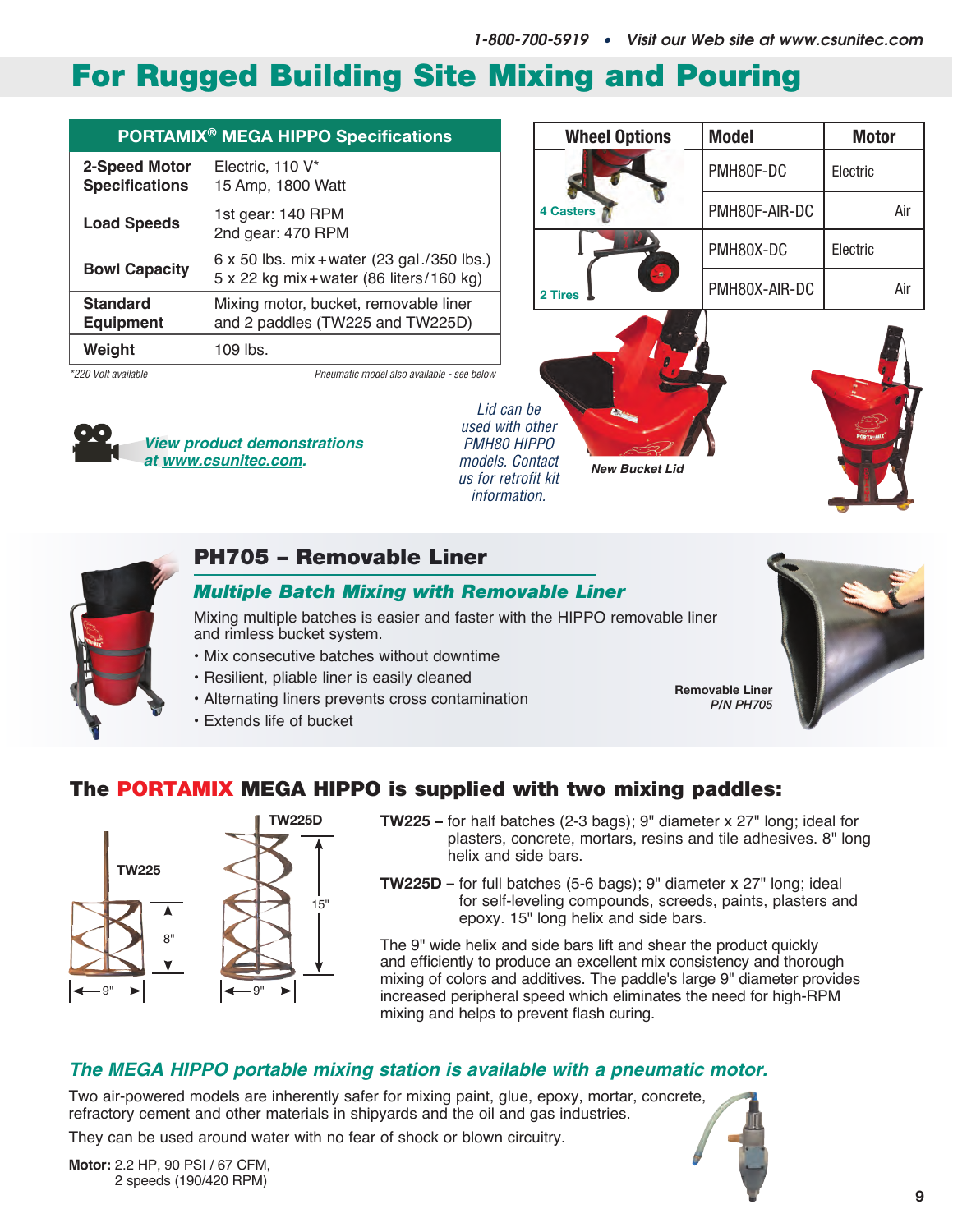# For Rugged Building Site Mixing and Pouring

| PORTAMIX® MEGA HIPPO Specifications | |
|---|---|
| **2-Speed Motor Specifications** | Electric, 110 V* 15 Amp, 1800 Watt |
| **Load Speeds** | 1st gear: 140 RPM 2nd gear: 470 RPM |
| **Bowl Capacity** | 6 x 50 lbs. mix+water (23 gal./350 lbs.) 5 x 22 kg mix+water (86 liters/160 kg) |
| **Standard Equipment** | Mixing motor, bucket, removable liner and 2 paddles (TW225 and TW225D) |
| **Weight** | 109 lbs. |

*\*220 Volt available*

*Pneumatic model also available - see below*

| Wheel Options | Model | Motor | |
|---|---|---|---|
| 4 Casters | PMH80F-DC | Electric | |
| | PMH80F-AIR-DC | | Air |
| 2 Tires | PMH80X-DC | Electric | |
| | PMH80X-AIR-DC | | Air |

***View product demonstrations at www.csunitec.com.***

*Lid can be used with other PMH80 HIPPO models. Contact us for retrofit kit information.*

***New Bucket Lid***

## PH705 – Removable Liner

### *Multiple Batch Mixing with Removable Liner*

Mixing multiple batches is easier and faster with the HIPPO removable liner and rimless bucket system.

- Mix consecutive batches without downtime
- Resilient, pliable liner is easily cleaned
- Alternating liners prevents cross contamination
- Extends life of bucket

**Removable Liner**
*P/N PH705*

## The PORTAMIX MEGA HIPPO is supplied with two mixing paddles:

TW225
8"
9"

TW225D
15"
9"

**TW225 –** for half batches (2-3 bags); 9" diameter x 27" long; ideal for plasters, concrete, mortars, resins and tile adhesives. 8" long helix and side bars.

**TW225D –** for full batches (5-6 bags); 9" diameter x 27" long; ideal for self-leveling compounds, screeds, paints, plasters and epoxy. 15" long helix and side bars.

The 9" wide helix and side bars lift and shear the product quickly and efficiently to produce an excellent mix consistency and thorough mixing of colors and additives. The paddle's large 9" diameter provides increased peripheral speed which eliminates the need for high-RPM mixing and helps to prevent flash curing.

### *The MEGA HIPPO portable mixing station is available with a pneumatic motor.*

Two air-powered models are inherently safer for mixing paint, glue, epoxy, mortar, concrete, refractory cement and other materials in shipyards and the oil and gas industries.

They can be used around water with no fear of shock or blown circuitry.

**Motor:** 2.2 HP, 90 PSI / 67 CFM,
2 speeds (190/420 RPM)